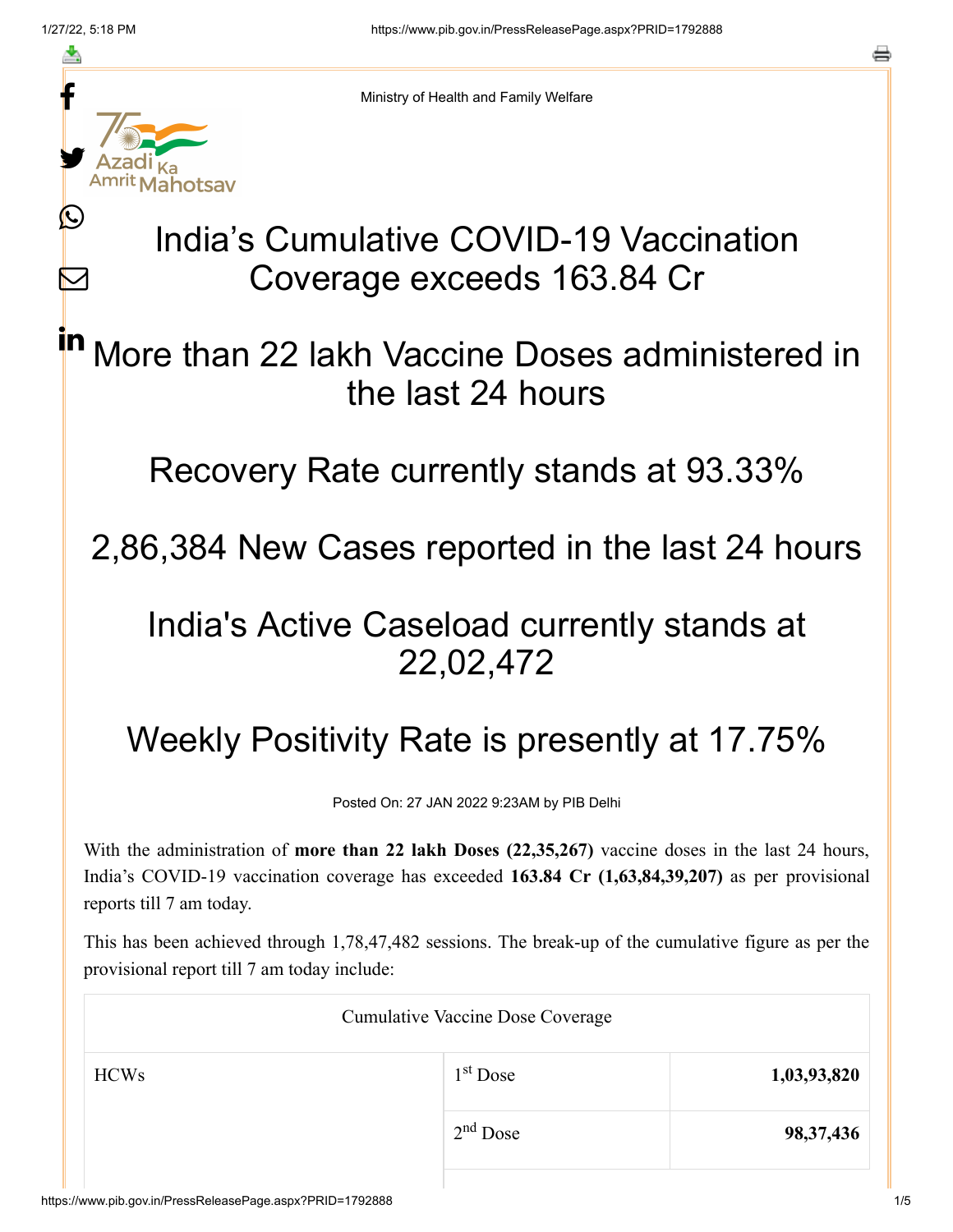Ministry of Health and Family Welfare

# India's Cumulative COVID-19 Vaccination Coverage exceeds 163.84 Cr

## More than 22 lakh Vaccine Doses administered in the last 24 hours

## Recovery Rate currently stands at 93.33%

## 2,86,384 New Cases reported in the last 24 hours

## India's Active Caseload currently stands at 22,02,472

## Weekly Positivity Rate is presently at 17.75%

Posted On: 27 JAN 2022 9:23AM by PIB Delhi

With the administration of **more than 22 lakh Doses (22,35,267)** vaccine doses in the last 24 hours, India's COVID-19 vaccination coverage has exceeded **163.84 Cr (1,63,84,39,207)** as per provisional reports till 7 am today.

This has been achieved through 1,78,47,482 sessions. The break-up of the cumulative figure as per the provisional report till 7 am today include:

| Cumulative Vaccine Dose Coverage | | |
|---|---|---|
| HCWs | 1st Dose | **1,03,93,820** |
| | 2nd Dose | **98,37,436** |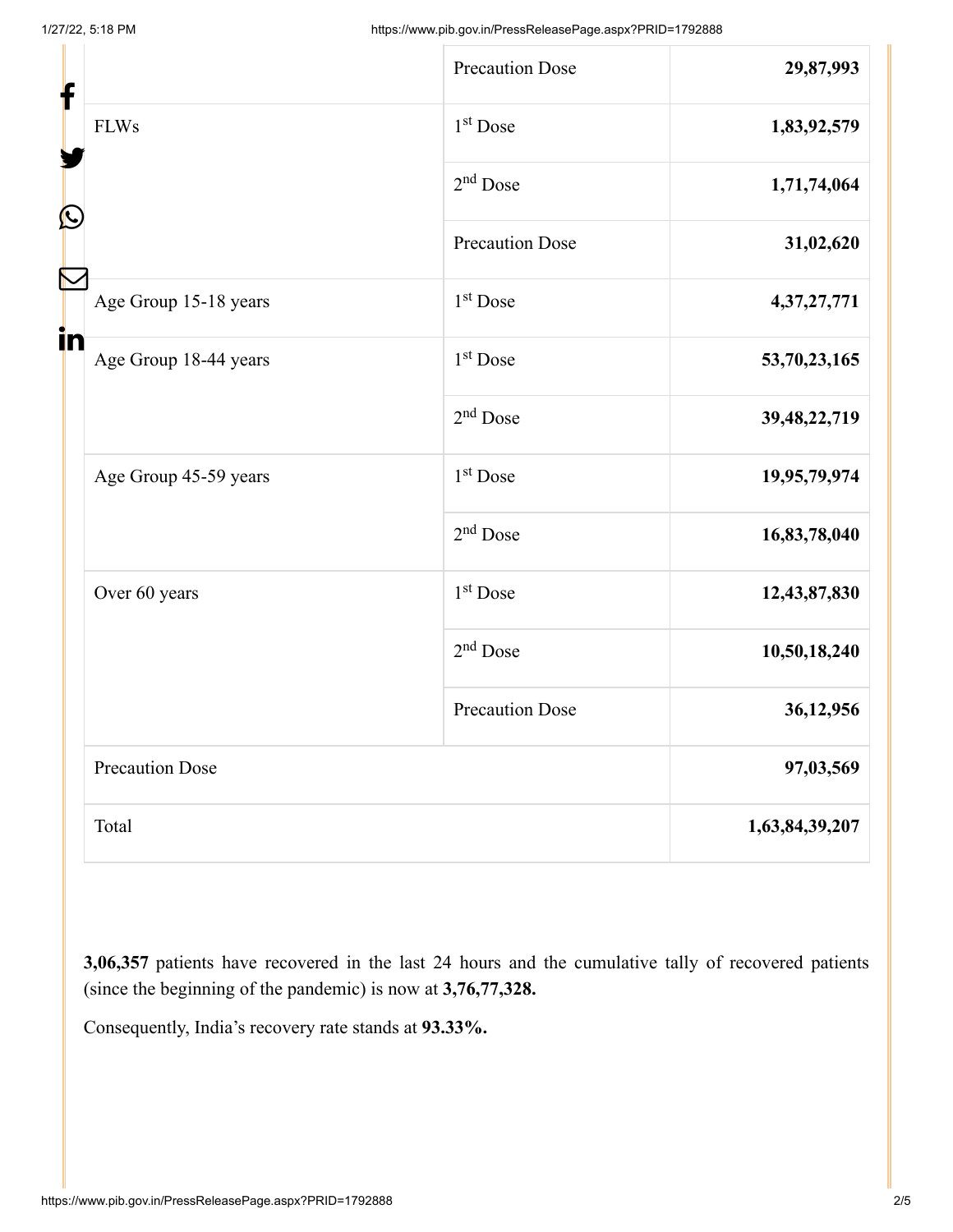| | | |
|---|---|---|
| | Precaution Dose | **29,87,993** |
| FLWs | 1st Dose | **1,83,92,579** |
| | 2nd Dose | **1,71,74,064** |
| | Precaution Dose | **31,02,620** |
| Age Group 15-18 years | 1st Dose | **4,37,27,771** |
| Age Group 18-44 years | 1st Dose | **53,70,23,165** |
| | 2nd Dose | **39,48,22,719** |
| Age Group 45-59 years | 1st Dose | **19,95,79,974** |
| | 2nd Dose | **16,83,78,040** |
| Over 60 years | 1st Dose | **12,43,87,830** |
| | 2nd Dose | **10,50,18,240** |
| | Precaution Dose | **36,12,956** |
| Precaution Dose | | **97,03,569** |
| Total | | **1,63,84,39,207** |

**3,06,357** patients have recovered in the last 24 hours and the cumulative tally of recovered patients (since the beginning of the pandemic) is now at **3,76,77,328.**

Consequently, India's recovery rate stands at **93.33%.**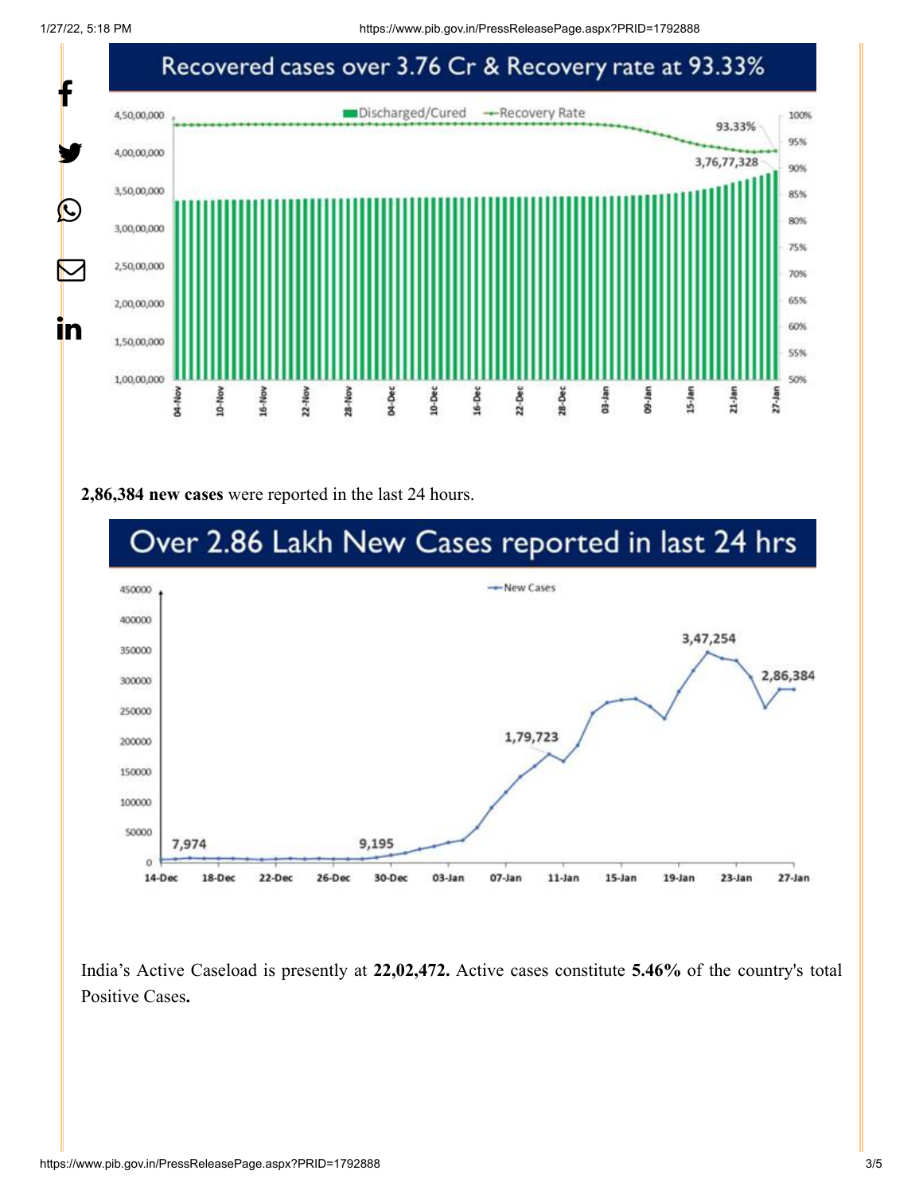Recovered cases over 3.76 Cr & Recovery rate at 93.33%

**2,86,384 new cases** were reported in the last 24 hours.

Over 2.86 Lakh New Cases reported in last 24 hrs

India's Active Caseload is presently at **22,02,472.** Active cases constitute **5.46%** of the country's total Positive Cases**.**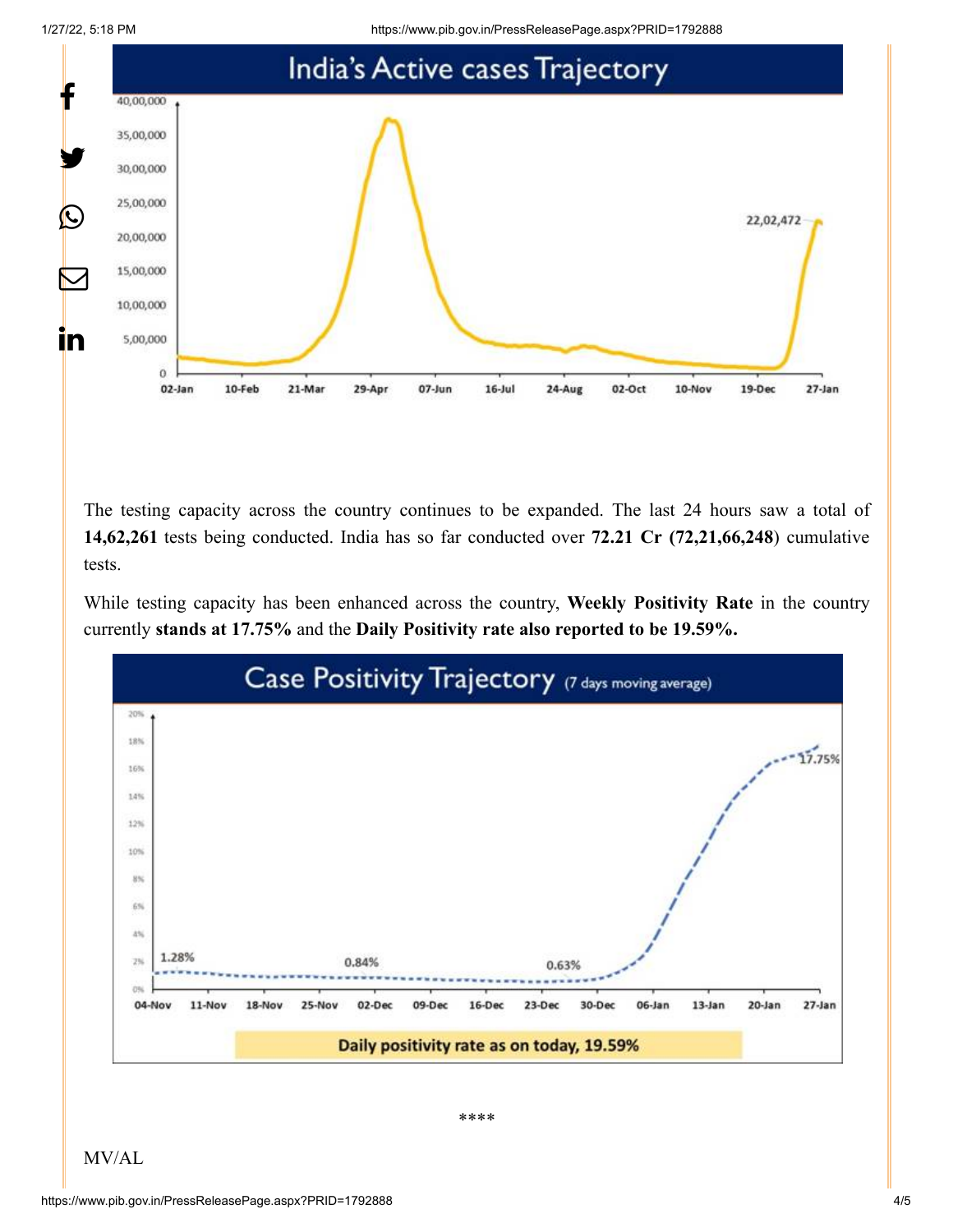The testing capacity across the country continues to be expanded. The last 24 hours saw a total of **14,62,261** tests being conducted. India has so far conducted over **72.21 Cr (72,21,66,248**) cumulative tests.

While testing capacity has been enhanced across the country, **Weekly Positivity Rate** in the country currently **stands at 17.75%** and the **Daily Positivity rate also reported to be 19.59%.**

****

MV/AL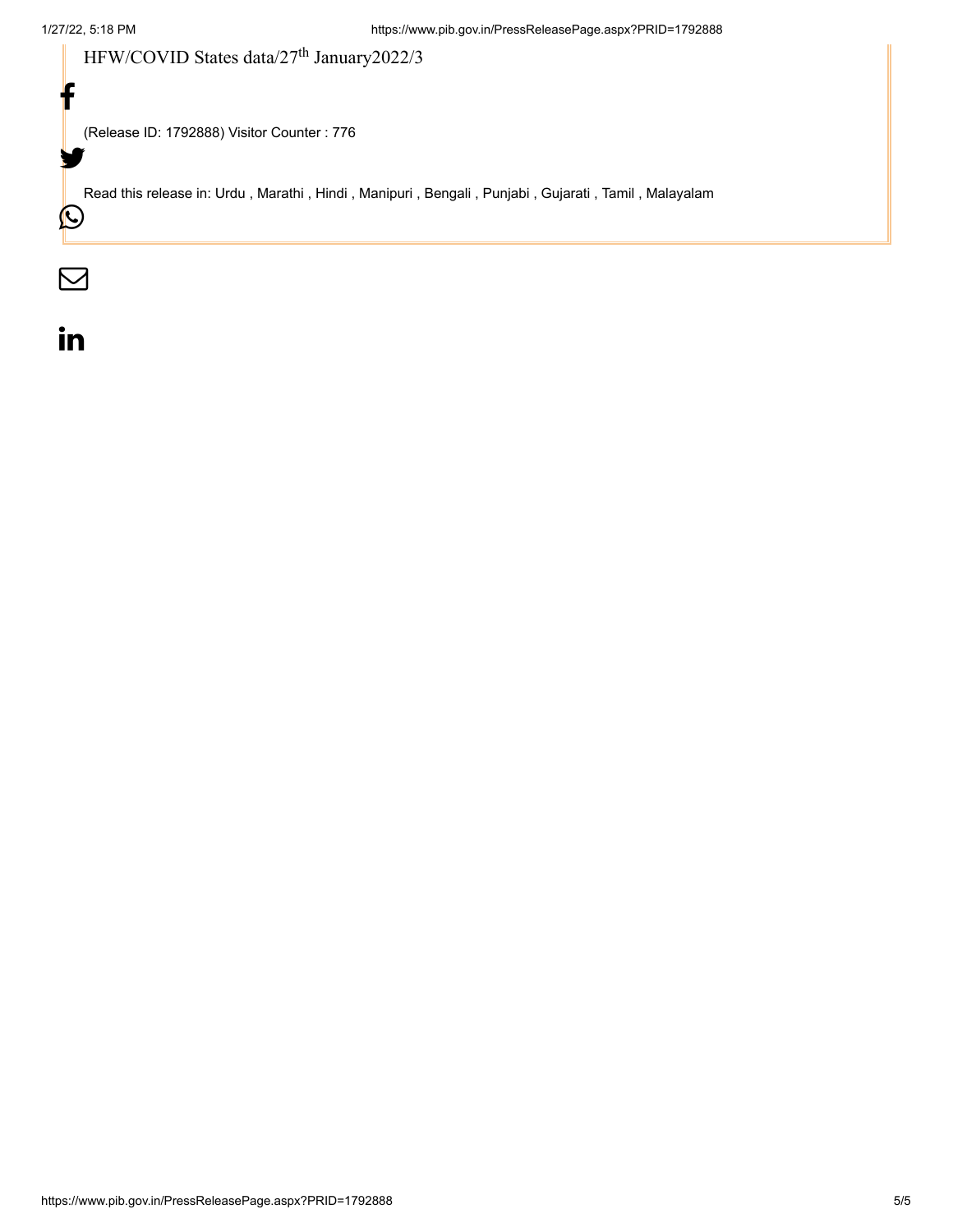HFW/COVID States data/27th January2022/3

(Release ID: 1792888) Visitor Counter : 776

Read this release in: Urdu , Marathi , Hindi , Manipuri , Bengali , Punjabi , Gujarati , Tamil , Malayalam